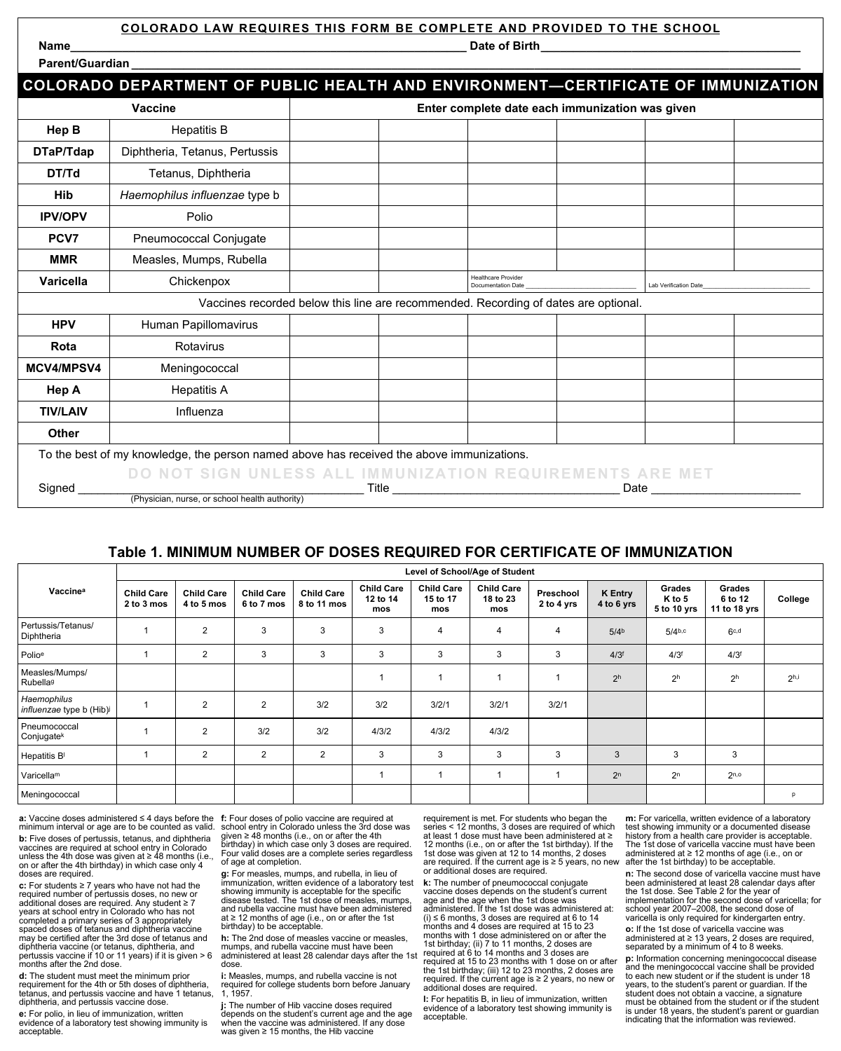**COLORADO LAW REQUIRES THIS FORM BE COMPLETE AND PROVIDED TO THE SCHOOL**

Name______________________________ Date of Birth______________________________

Parent/Guardian ______________________________________________________________

## COLORADO DEPARTMENT OF PUBLIC HEALTH AND ENVIRONMENT—CERTIFICATE OF IMMUNIZATION

| Vaccine | | Enter complete date each immunization was given | | | | | |
|---|---|---|---|---|---|---|---|
| **Hep B** | Hepatitis B | | | | | | |
| **DTaP/Tdap** | Diphtheria, Tetanus, Pertussis | | | | | | |
| **DT/Td** | Tetanus, Diphtheria | | | | | | |
| **Hib** | *Haemophilus influenzae* type b | | | | | | |
| **IPV/OPV** | Polio | | | | | | |
| **PCV7** | Pneumococcal Conjugate | | | | | | |
| **MMR** | Measles, Mumps, Rubella | | | | | | |
| **Varicella** | Chickenpox | | | Healthcare Provider Documentation Date ______ | | Lab Verification Date______ | |
| Vaccines recorded below this line are recommended. Recording of dates are optional. | | | | | | | |
| **HPV** | Human Papillomavirus | | | | | | |
| **Rota** | Rotavirus | | | | | | |
| **MCV4/MPSV4** | Meningococcal | | | | | | |
| **Hep A** | Hepatitis A | | | | | | |
| **TIV/LAIV** | Influenza | | | | | | |
| **Other** | | | | | | | |

To the best of my knowledge, the person named above has received the above immunizations.

DO NOT SIGN UNLESS ALL IMMUNIZATION REQUIREMENTS ARE MET

Signed ______________________________ Title ______________________________ Date ______________________
(Physician, nurse, or school health authority)

## Table 1. MINIMUM NUMBER OF DOSES REQUIRED FOR CERTIFICATE OF IMMUNIZATION

| Vaccine[a] | Level of School/Age of Student | | | | | | | | | | | |
|---|---|---|---|---|---|---|---|---|---|---|---|---|
| | Child Care 2 to 3 mos | Child Care 4 to 5 mos | Child Care 6 to 7 mos | Child Care 8 to 11 mos | Child Care 12 to 14 mos | Child Care 15 to 17 mos | Child Care 18 to 23 mos | Preschool 2 to 4 yrs | K Entry 4 to 6 yrs | Grades K to 5 5 to 10 yrs | Grades 6 to 12 11 to 18 yrs | College |
| Pertussis/Tetanus/ Diphtheria | 1 | 2 | 3 | 3 | 3 | 4 | 4 | 4 | 5/4[b] | 5/4[b,c] | 6[c,d] | |
| Polio[e] | 1 | 2 | 3 | 3 | 3 | 3 | 3 | 3 | 4/3[f] | 4/3[f] | 4/3[f] | |
| Measles/Mumps/ Rubella[g] | | | | | 1 | 1 | 1 | 1 | 2[h] | 2[h] | 2[h] | 2[h,i] |
| *Haemophilus influenzae* type b (Hib)[j] | 1 | 2 | 2 | 3/2 | 3/2 | 3/2/1 | 3/2/1 | 3/2/1 | | | | |
| Pneumococcal Conjugate[k] | 1 | 2 | 3/2 | 3/2 | 4/3/2 | 4/3/2 | 4/3/2 | | | | | |
| Hepatitis B[l] | 1 | 2 | 2 | 2 | 3 | 3 | 3 | 3 | 3 | 3 | 3 | |
| Varicella[m] | | | | | 1 | 1 | 1 | 1 | 2[n] | 2[n] | 2[n,o] | |
| Meningococcal | | | | | | | | | | | | p |

**a:** Vaccine doses administered ≤ 4 days before the minimum interval or age are to be counted as valid.

**b:** Five doses of pertussis, tetanus, and diphtheria vaccines are required at school entry in Colorado unless the 4th dose was given at ≥ 48 months (i.e., on or after the 4th birthday) in which case only 4 doses are required.

**c:** For students ≥ 7 years who have not had the required number of pertussis doses, no new or additional doses are required. Any student ≥ 7 years at school entry in Colorado who has not completed a primary series of 3 appropriately spaced doses of tetanus and diphtheria vaccine may be certified after the 3rd dose of tetanus and diphtheria vaccine (or tetanus, diphtheria, and pertussis vaccine if 10 or 11 years) if it is given > 6 months after the 2nd dose.

**d:** The student must meet the minimum prior requirement for the 4th or 5th doses of diphtheria, tetanus, and pertussis vaccine and have 1 tetanus, diphtheria, and pertussis vaccine dose.

**e:** For polio, in lieu of immunization, written evidence of a laboratory test showing immunity is acceptable.

**f:** Four doses of polio vaccine are required at school entry in Colorado unless the 3rd dose was given ≥ 48 months (i.e., on or after the 4th birthday) in which case only 3 doses are required. Four valid doses are a complete series regardless of age at completion.

**g:** For measles, mumps, and rubella, in lieu of immunization, written evidence of a laboratory test showing immunity is acceptable for the specific disease tested. The 1st dose of measles, mumps, and rubella vaccine must have been administered at ≥ 12 months of age (i.e., on or after the 1st birthday) to be acceptable.

**h:** The 2nd dose of measles vaccine or measles, mumps, and rubella vaccine must have been administered at least 28 calendar days after the 1st dose.

**i:** Measles, mumps, and rubella vaccine is not required for college students born before January 1, 1957.

**j:** The number of Hib vaccine doses required depends on the student's current age and the age when the vaccine was administered. If any dose was given ≥ 15 months, the Hib vaccine requirement is met. For students who began the series < 12 months, 3 doses are required of which at least 1 dose must have been administered at ≥ 12 months (i.e., on or after the 1st birthday). If the 1st dose was given at 12 to 14 months, 2 doses are required. If the current age is ≥ 5 years, no new or additional doses are required.

**k:** The number of pneumococcal conjugate vaccine doses depends on the student's current age and the age when the 1st dose was administered. If the 1st dose was administered at: (i) ≤ 6 months, 3 doses are required at 6 to 14 months and 4 doses are required at 15 to 23 months with 1 dose administered on or after the 1st birthday; (ii) 7 to 11 months, 2 doses are required at 6 to 14 months and 3 doses are required at 15 to 23 months with 1 dose on or after the 1st birthday; (iii) 12 to 23 months, 2 doses are required. If the current age is ≥ 2 years, no new or additional doses are required.

**l:** For hepatitis B, in lieu of immunization, written evidence of a laboratory test showing immunity is acceptable.

**m:** For varicella, written evidence of a laboratory test showing immunity or a documented disease history from a health care provider is acceptable. The 1st dose of varicella vaccine must have been administered at ≥ 12 months of age (i.e., on or after the 1st birthday) to be acceptable.

**n:** The second dose of varicella vaccine must have been administered at least 28 calendar days after the 1st dose. See Table 2 for the year of implementation for the second dose of varicella; for school year 2007–2008, the second dose of varicella is only required for kindergarten entry.

**o:** If the 1st dose of varicella vaccine was administered at ≥ 13 years, 2 doses are required, separated by a minimum of 4 to 8 weeks.

**p:** Information concerning meningococcal disease and the meningococcal vaccine shall be provided to each new student or if the student is under 18 years, to the student's parent or guardian. If the student does not obtain a vaccine, a signature must be obtained from the student or if the student is under 18 years, the student's parent or guardian indicating that the information was reviewed.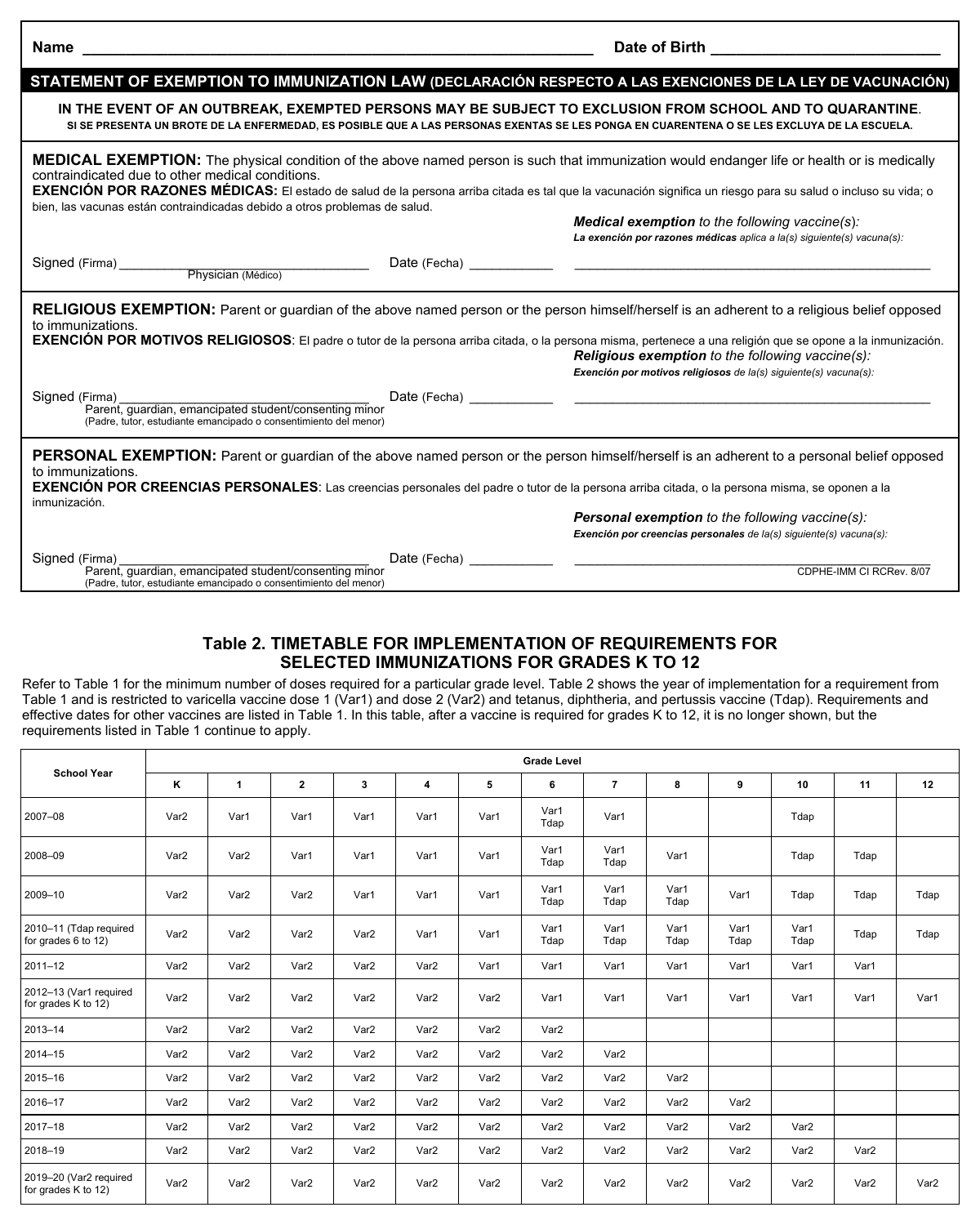Name ______________________________________________ Date of Birth ___________________________

## STATEMENT OF EXEMPTION TO IMMUNIZATION LAW (DECLARACIÓN RESPECTO A LAS EXENCIONES DE LA LEY DE VACUNACIÓN)

**IN THE EVENT OF AN OUTBREAK, EXEMPTED PERSONS MAY BE SUBJECT TO EXCLUSION FROM SCHOOL AND TO QUARANTINE.**
**SI SE PRESENTA UN BROTE DE LA ENFERMEDAD, ES POSIBLE QUE A LAS PERSONAS EXENTAS SE LES PONGA EN CUARENTENA O SE LES EXCLUYA DE LA ESCUELA.**

**MEDICAL EXEMPTION:** The physical condition of the above named person is such that immunization would endanger life or health or is medically contraindicated due to other medical conditions.
**EXENCIÓN POR RAZONES MÉDICAS:** El estado de salud de la persona arriba citada es tal que la vacunación significa un riesgo para su salud o incluso su vida; o bien, las vacunas están contraindicadas debido a otros problemas de salud.

***Medical exemption** to the following vaccine(s):*
***La exención por razones médicas** aplica a la(s) siguiente(s) vacuna(s):*

Signed (Firma) ________________________________ Date (Fecha) ___________ ________________________________________________
Physician (Médico)

**RELIGIOUS EXEMPTION:** Parent or guardian of the above named person or the person himself/herself is an adherent to a religious belief opposed to immunizations.
**EXENCIÓN POR MOTIVOS RELIGIOSOS**: El padre o tutor de la persona arriba citada, o la persona misma, pertenece a una religión que se opone a la inmunización.

***Religious exemption** to the following vaccine(s):*
***Exención por motivos religiosos** de la(s) siguiente(s) vacuna(s):*

Signed (Firma) ________________________________ Date (Fecha) ___________ ________________________________________________
Parent, guardian, emancipated student/consenting minor
(Padre, tutor, estudiante emancipado o consentimiento del menor)

**PERSONAL EXEMPTION:** Parent or guardian of the above named person or the person himself/herself is an adherent to a personal belief opposed to immunizations.
**EXENCIÓN POR CREENCIAS PERSONALES**: Las creencias personales del padre o tutor de la persona arriba citada, o la persona misma, se oponen a la inmunización.

***Personal exemption** to the following vaccine(s):*
***Exención por creencias personales** de la(s) siguiente(s) vacuna(s):*

Signed (Firma) ________________________________ Date (Fecha) ___________ ________________________________________________
Parent, guardian, emancipated student/consenting minor
(Padre, tutor, estudiante emancipado o consentimiento del menor)

CDPHE-IMM CI RCRev. 8/07

## Table 2. TIMETABLE FOR IMPLEMENTATION OF REQUIREMENTS FOR SELECTED IMMUNIZATIONS FOR GRADES K TO 12

Refer to Table 1 for the minimum number of doses required for a particular grade level. Table 2 shows the year of implementation for a requirement from Table 1 and is restricted to varicella vaccine dose 1 (Var1) and dose 2 (Var2) and tetanus, diphtheria, and pertussis vaccine (Tdap). Requirements and effective dates for other vaccines are listed in Table 1. In this table, after a vaccine is required for grades K to 12, it is no longer shown, but the requirements listed in Table 1 continue to apply.

| School Year | Grade Level | | | | | | | | | | | | |
|---|---|---|---|---|---|---|---|---|---|---|---|---|---|
| | K | 1 | 2 | 3 | 4 | 5 | 6 | 7 | 8 | 9 | 10 | 11 | 12 |
| 2007–08 | Var2 | Var1 | Var1 | Var1 | Var1 | Var1 | Var1 Tdap | Var1 | | | Tdap | | |
| 2008–09 | Var2 | Var2 | Var1 | Var1 | Var1 | Var1 | Var1 Tdap | Var1 Tdap | Var1 | | Tdap | Tdap | |
| 2009–10 | Var2 | Var2 | Var2 | Var1 | Var1 | Var1 | Var1 Tdap | Var1 Tdap | Var1 Tdap | Var1 | Tdap | Tdap | Tdap |
| 2010–11 (Tdap required for grades 6 to 12) | Var2 | Var2 | Var2 | Var2 | Var1 | Var1 | Var1 Tdap | Var1 Tdap | Var1 Tdap | Var1 Tdap | Var1 Tdap | Tdap | Tdap |
| 2011–12 | Var2 | Var2 | Var2 | Var2 | Var2 | Var1 | Var1 | Var1 | Var1 | Var1 | Var1 | Var1 | |
| 2012–13 (Var1 required for grades K to 12) | Var2 | Var2 | Var2 | Var2 | Var2 | Var2 | Var1 | Var1 | Var1 | Var1 | Var1 | Var1 | Var1 |
| 2013–14 | Var2 | Var2 | Var2 | Var2 | Var2 | Var2 | Var2 | | | | | | |
| 2014–15 | Var2 | Var2 | Var2 | Var2 | Var2 | Var2 | Var2 | Var2 | | | | | |
| 2015–16 | Var2 | Var2 | Var2 | Var2 | Var2 | Var2 | Var2 | Var2 | Var2 | | | | |
| 2016–17 | Var2 | Var2 | Var2 | Var2 | Var2 | Var2 | Var2 | Var2 | Var2 | Var2 | | | |
| 2017–18 | Var2 | Var2 | Var2 | Var2 | Var2 | Var2 | Var2 | Var2 | Var2 | Var2 | Var2 | | |
| 2018–19 | Var2 | Var2 | Var2 | Var2 | Var2 | Var2 | Var2 | Var2 | Var2 | Var2 | Var2 | Var2 | |
| 2019–20 (Var2 required for grades K to 12) | Var2 | Var2 | Var2 | Var2 | Var2 | Var2 | Var2 | Var2 | Var2 | Var2 | Var2 | Var2 | Var2 |